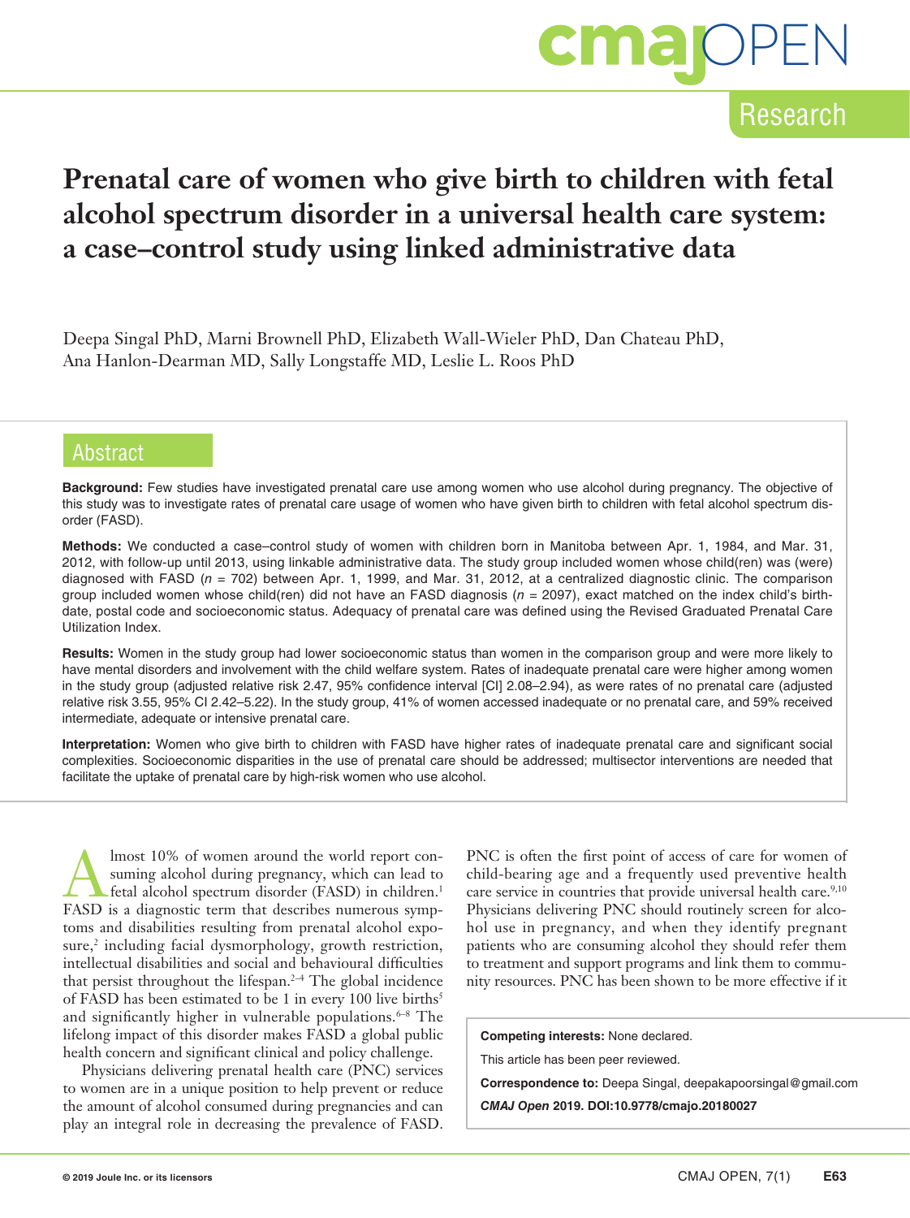Research

# Prenatal care of women who give birth to children with fetal alcohol spectrum disorder in a universal health care system: a case–control study using linked administrative data

Deepa Singal PhD, Marni Brownell PhD, Elizabeth Wall-Wieler PhD, Dan Chateau PhD, Ana Hanlon-Dearman MD, Sally Longstaffe MD, Leslie L. Roos PhD

## Abstract

**Background:** Few studies have investigated prenatal care use among women who use alcohol during pregnancy. The objective of this study was to investigate rates of prenatal care usage of women who have given birth to children with fetal alcohol spectrum disorder (FASD).

**Methods:** We conducted a case–control study of women with children born in Manitoba between Apr. 1, 1984, and Mar. 31, 2012, with follow-up until 2013, using linkable administrative data. The study group included women whose child(ren) was (were) diagnosed with FASD (*n* = 702) between Apr. 1, 1999, and Mar. 31, 2012, at a centralized diagnostic clinic. The comparison group included women whose child(ren) did not have an FASD diagnosis (*n* = 2097), exact matched on the index child's birthdate, postal code and socioeconomic status. Adequacy of prenatal care was defined using the Revised Graduated Prenatal Care Utilization Index.

**Results:** Women in the study group had lower socioeconomic status than women in the comparison group and were more likely to have mental disorders and involvement with the child welfare system. Rates of inadequate prenatal care were higher among women in the study group (adjusted relative risk 2.47, 95% confidence interval [CI] 2.08–2.94), as were rates of no prenatal care (adjusted relative risk 3.55, 95% CI 2.42–5.22). In the study group, 41% of women accessed inadequate or no prenatal care, and 59% received intermediate, adequate or intensive prenatal care.

**Interpretation:** Women who give birth to children with FASD have higher rates of inadequate prenatal care and significant social complexities. Socioeconomic disparities in the use of prenatal care should be addressed; multisector interventions are needed that facilitate the uptake of prenatal care by high-risk women who use alcohol.

Almost 10% of women around the world report consuming alcohol during pregnancy, which can lead to fetal alcohol spectrum disorder (FASD) in children.[1] FASD is a diagnostic term that describes numerous symptoms and disabilities resulting from prenatal alcohol exposure,[2] including facial dysmorphology, growth restriction, intellectual disabilities and social and behavioural difficulties that persist throughout the lifespan.[2–4] The global incidence of FASD has been estimated to be 1 in every 100 live births[5] and significantly higher in vulnerable populations.[6–8] The lifelong impact of this disorder makes FASD a global public health concern and significant clinical and policy challenge.

Physicians delivering prenatal health care (PNC) services to women are in a unique position to help prevent or reduce the amount of alcohol consumed during pregnancies and can play an integral role in decreasing the prevalence of FASD. PNC is often the first point of access of care for women of child-bearing age and a frequently used preventive health care service in countries that provide universal health care.[9,10] Physicians delivering PNC should routinely screen for alcohol use in pregnancy, and when they identify pregnant patients who are consuming alcohol they should refer them to treatment and support programs and link them to community resources. PNC has been shown to be more effective if it

**Competing interests:** None declared.

This article has been peer reviewed.

**Correspondence to:** Deepa Singal, deepakapoorsingal@gmail.com

*CMAJ Open* **2019. DOI:10.9778/cmajo.20180027**

© 2019 Joule Inc. or its licensors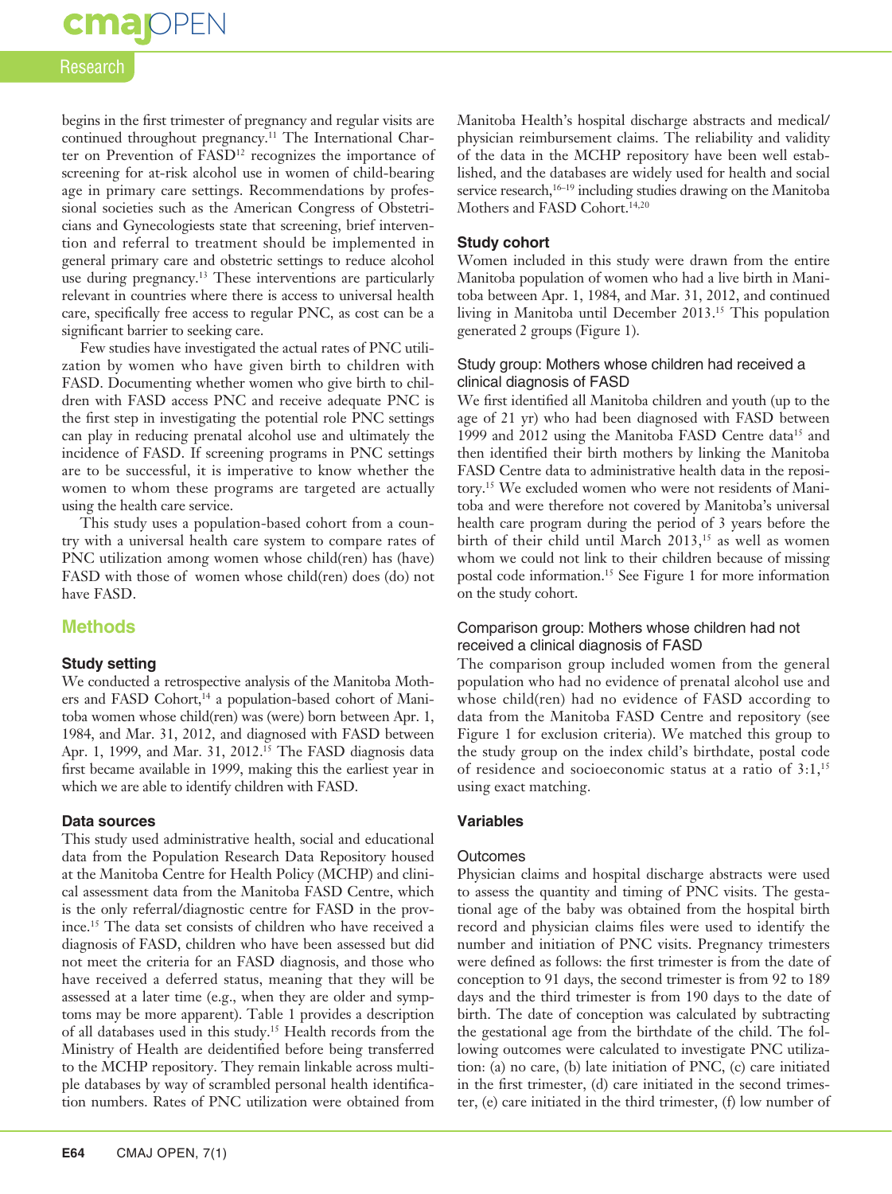begins in the first trimester of pregnancy and regular visits are continued throughout pregnancy.[11] The International Charter on Prevention of FASD[12] recognizes the importance of screening for at-risk alcohol use in women of child-bearing age in primary care settings. Recommendations by professional societies such as the American Congress of Obstetricians and Gynecologists state that screening, brief intervention and referral to treatment should be implemented in general primary care and obstetric settings to reduce alcohol use during pregnancy.[13] These interventions are particularly relevant in countries where there is access to universal health care, specifically free access to regular PNC, as cost can be a significant barrier to seeking care.

Few studies have investigated the actual rates of PNC utilization by women who have given birth to children with FASD. Documenting whether women who give birth to children with FASD access PNC and receive adequate PNC is the first step in investigating the potential role PNC settings can play in reducing prenatal alcohol use and ultimately the incidence of FASD. If screening programs in PNC settings are to be successful, it is imperative to know whether the women to whom these programs are targeted are actually using the health care service.

This study uses a population-based cohort from a country with a universal health care system to compare rates of PNC utilization among women whose child(ren) has (have) FASD with those of women whose child(ren) does (do) not have FASD.

## Methods

### Study setting

We conducted a retrospective analysis of the Manitoba Mothers and FASD Cohort,[14] a population-based cohort of Manitoba women whose child(ren) was (were) born between Apr. 1, 1984, and Mar. 31, 2012, and diagnosed with FASD between Apr. 1, 1999, and Mar. 31, 2012.[15] The FASD diagnosis data first became available in 1999, making this the earliest year in which we are able to identify children with FASD.

### Data sources

This study used administrative health, social and educational data from the Population Research Data Repository housed at the Manitoba Centre for Health Policy (MCHP) and clinical assessment data from the Manitoba FASD Centre, which is the only referral/diagnostic centre for FASD in the province.[15] The data set consists of children who have received a diagnosis of FASD, children who have been assessed but did not meet the criteria for an FASD diagnosis, and those who have received a deferred status, meaning that they will be assessed at a later time (e.g., when they are older and symptoms may be more apparent). Table 1 provides a description of all databases used in this study.[15] Health records from the Ministry of Health are deidentified before being transferred to the MCHP repository. They remain linkable across multiple databases by way of scrambled personal health identification numbers. Rates of PNC utilization were obtained from Manitoba Health's hospital discharge abstracts and medical/physician reimbursement claims. The reliability and validity of the data in the MCHP repository have been well established, and the databases are widely used for health and social service research,[16–19] including studies drawing on the Manitoba Mothers and FASD Cohort.[14,20]

### Study cohort

Women included in this study were drawn from the entire Manitoba population of women who had a live birth in Manitoba between Apr. 1, 1984, and Mar. 31, 2012, and continued living in Manitoba until December 2013.[15] This population generated 2 groups (Figure 1).

#### Study group: Mothers whose children had received a clinical diagnosis of FASD

We first identified all Manitoba children and youth (up to the age of 21 yr) who had been diagnosed with FASD between 1999 and 2012 using the Manitoba FASD Centre data[15] and then identified their birth mothers by linking the Manitoba FASD Centre data to administrative health data in the repository.[15] We excluded women who were not residents of Manitoba and were therefore not covered by Manitoba's universal health care program during the period of 3 years before the birth of their child until March 2013,[15] as well as women whom we could not link to their children because of missing postal code information.[15] See Figure 1 for more information on the study cohort.

#### Comparison group: Mothers whose children had not received a clinical diagnosis of FASD

The comparison group included women from the general population who had no evidence of prenatal alcohol use and whose child(ren) had no evidence of FASD according to data from the Manitoba FASD Centre and repository (see Figure 1 for exclusion criteria). We matched this group to the study group on the index child's birthdate, postal code of residence and socioeconomic status at a ratio of 3:1,[15] using exact matching.

### Variables

#### Outcomes

Physician claims and hospital discharge abstracts were used to assess the quantity and timing of PNC visits. The gestational age of the baby was obtained from the hospital birth record and physician claims files were used to identify the number and initiation of PNC visits. Pregnancy trimesters were defined as follows: the first trimester is from the date of conception to 91 days, the second trimester is from 92 to 189 days and the third trimester is from 190 days to the date of birth. The date of conception was calculated by subtracting the gestational age from the birthdate of the child. The following outcomes were calculated to investigate PNC utilization: (a) no care, (b) late initiation of PNC, (c) care initiated in the first trimester, (d) care initiated in the second trimester, (e) care initiated in the third trimester, (f) low number of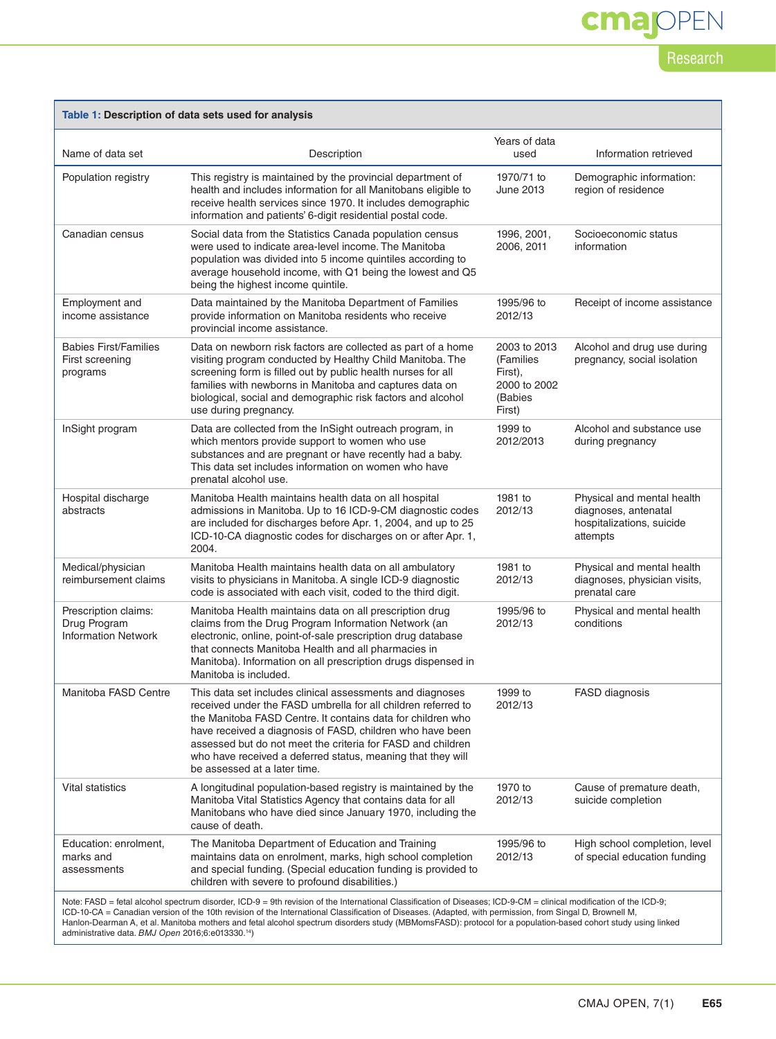**Table 1: Description of data sets used for analysis**

| Name of data set | Description | Years of data used | Information retrieved |
|---|---|---|---|
| Population registry | This registry is maintained by the provincial department of health and includes information for all Manitobans eligible to receive health services since 1970. It includes demographic information and patients' 6-digit residential postal code. | 1970/71 to June 2013 | Demographic information: region of residence |
| Canadian census | Social data from the Statistics Canada population census were used to indicate area-level income. The Manitoba population was divided into 5 income quintiles according to average household income, with Q1 being the lowest and Q5 being the highest income quintile. | 1996, 2001, 2006, 2011 | Socioeconomic status information |
| Employment and income assistance | Data maintained by the Manitoba Department of Families provide information on Manitoba residents who receive provincial income assistance. | 1995/96 to 2012/13 | Receipt of income assistance |
| Babies First/Families First screening programs | Data on newborn risk factors are collected as part of a home visiting program conducted by Healthy Child Manitoba. The screening form is filled out by public health nurses for all families with newborns in Manitoba and captures data on biological, social and demographic risk factors and alcohol use during pregnancy. | 2003 to 2013 (Families First), 2000 to 2002 (Babies First) | Alcohol and drug use during pregnancy, social isolation |
| InSight program | Data are collected from the InSight outreach program, in which mentors provide support to women who use substances and are pregnant or have recently had a baby. This data set includes information on women who have prenatal alcohol use. | 1999 to 2012/2013 | Alcohol and substance use during pregnancy |
| Hospital discharge abstracts | Manitoba Health maintains health data on all hospital admissions in Manitoba. Up to 16 ICD-9-CM diagnostic codes are included for discharges before Apr. 1, 2004, and up to 25 ICD-10-CA diagnostic codes for discharges on or after Apr. 1, 2004. | 1981 to 2012/13 | Physical and mental health diagnoses, antenatal hospitalizations, suicide attempts |
| Medical/physician reimbursement claims | Manitoba Health maintains health data on all ambulatory visits to physicians in Manitoba. A single ICD-9 diagnostic code is associated with each visit, coded to the third digit. | 1981 to 2012/13 | Physical and mental health diagnoses, physician visits, prenatal care |
| Prescription claims: Drug Program Information Network | Manitoba Health maintains data on all prescription drug claims from the Drug Program Information Network (an electronic, online, point-of-sale prescription drug database that connects Manitoba Health and all pharmacies in Manitoba). Information on all prescription drugs dispensed in Manitoba is included. | 1995/96 to 2012/13 | Physical and mental health conditions |
| Manitoba FASD Centre | This data set includes clinical assessments and diagnoses received under the FASD umbrella for all children referred to the Manitoba FASD Centre. It contains data for children who have received a diagnosis of FASD, children who have been assessed but do not meet the criteria for FASD and children who have received a deferred status, meaning that they will be assessed at a later time. | 1999 to 2012/13 | FASD diagnosis |
| Vital statistics | A longitudinal population-based registry is maintained by the Manitoba Vital Statistics Agency that contains data for all Manitobans who have died since January 1970, including the cause of death. | 1970 to 2012/13 | Cause of premature death, suicide completion |
| Education: enrolment, marks and assessments | The Manitoba Department of Education and Training maintains data on enrolment, marks, high school completion and special funding. (Special education funding is provided to children with severe to profound disabilities.) | 1995/96 to 2012/13 | High school completion, level of special education funding |

Note: FASD = fetal alcohol spectrum disorder, ICD-9 = 9th revision of the International Classification of Diseases; ICD-9-CM = clinical modification of the ICD-9; ICD-10-CA = Canadian version of the 10th revision of the International Classification of Diseases. (Adapted, with permission, from Singal D, Brownell M, Hanlon-Dearman A, et al. Manitoba mothers and fetal alcohol spectrum disorders study (MBMomsFASD): protocol for a population-based cohort study using linked administrative data. *BMJ Open* 2016;6:e013330.[14])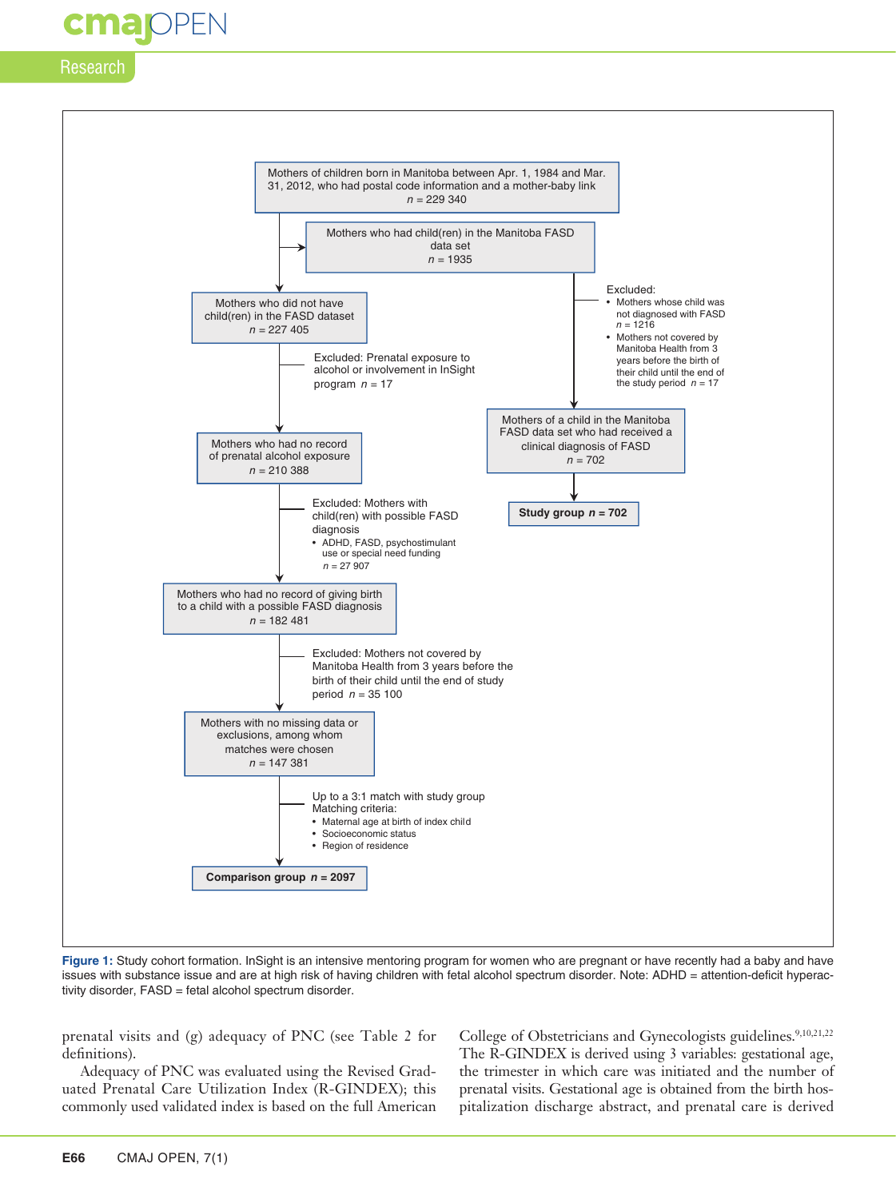Mothers of children born in Manitoba between Apr. 1, 1984 and Mar. 31, 2012, who had postal code information and a mother-baby link
$n$ = 229 340

Mothers who had child(ren) in the Manitoba FASD data set
$n$ = 1935

Mothers who did not have child(ren) in the FASD dataset
$n$ = 227 405

Excluded: Prenatal exposure to alcohol or involvement in InSight program $n$ = 17

Mothers who had no record of prenatal alcohol exposure
$n$ = 210 388

Excluded: Mothers with child(ren) with possible FASD diagnosis
- ADHD, FASD, psychostimulant use or special need funding

$n$ = 27 907

Mothers who had no record of giving birth to a child with a possible FASD diagnosis
$n$ = 182 481

Excluded: Mothers not covered by Manitoba Health from 3 years before the birth of their child until the end of study period $n$ = 35 100

Mothers with no missing data or exclusions, among whom matches were chosen
$n$ = 147 381

Up to a 3:1 match with study group
Matching criteria:
- Maternal age at birth of index child
- Socioeconomic status
- Region of residence

**Comparison group $n$ = 2097**

Excluded:
- Mothers whose child was not diagnosed with FASD $n$ = 1216
- Mothers not covered by Manitoba Health from 3 years before the birth of their child until the end of the study period $n$ = 17

Mothers of a child in the Manitoba FASD data set who had received a clinical diagnosis of FASD
$n$ = 702

**Study group $n$ = 702**

**Figure 1:** Study cohort formation. InSight is an intensive mentoring program for women who are pregnant or have recently had a baby and have issues with substance issue and are at high risk of having children with fetal alcohol spectrum disorder. Note: ADHD = attention-deficit hyperactivity disorder, FASD = fetal alcohol spectrum disorder.

prenatal visits and (g) adequacy of PNC (see Table 2 for definitions).

Adequacy of PNC was evaluated using the Revised Graduated Prenatal Care Utilization Index (R-GINDEX); this commonly used validated index is based on the full American College of Obstetricians and Gynecologists guidelines.[9,10,21,22] The R-GINDEX is derived using 3 variables: gestational age, the trimester in which care was initiated and the number of prenatal visits. Gestational age is obtained from the birth hospitalization discharge abstract, and prenatal care is derived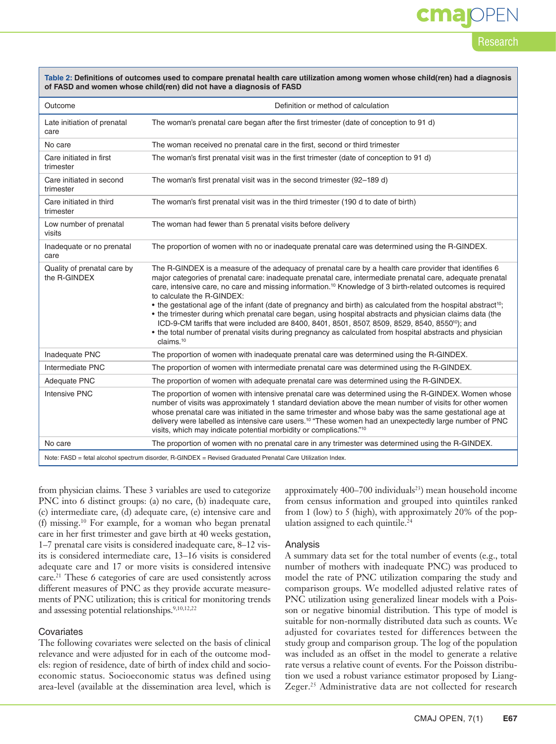**Table 2: Definitions of outcomes used to compare prenatal health care utilization among women whose child(ren) had a diagnosis of FASD and women whose child(ren) did not have a diagnosis of FASD**

| Outcome | Definition or method of calculation |
|---|---|
| Late initiation of prenatal care | The woman's prenatal care began after the first trimester (date of conception to 91 d) |
| No care | The woman received no prenatal care in the first, second or third trimester |
| Care initiated in first trimester | The woman's first prenatal visit was in the first trimester (date of conception to 91 d) |
| Care initiated in second trimester | The woman's first prenatal visit was in the second trimester (92–189 d) |
| Care initiated in third trimester | The woman's first prenatal visit was in the third trimester (190 d to date of birth) |
| Low number of prenatal visits | The woman had fewer than 5 prenatal visits before delivery |
| Inadequate or no prenatal care | The proportion of women with no or inadequate prenatal care was determined using the R-GINDEX. |
| Quality of prenatal care by the R-GINDEX | The R-GINDEX is a measure of the adequacy of prenatal care by a health care provider that identifies 6 major categories of prenatal care: inadequate prenatal care, intermediate prenatal care, adequate prenatal care, intensive care, no care and missing information.[10] Knowledge of 3 birth-related outcomes is required to calculate the R-GINDEX: • the gestational age of the infant (date of pregnancy and birth) as calculated from the hospital abstract[10]; • the trimester during which prenatal care began, using hospital abstracts and physician claims data (the ICD-9-CM tariffs that were included are 8400, 8401, 8501, 8507, 8509, 8529, 8540, 8550[10]); and • the total number of prenatal visits during pregnancy as calculated from hospital abstracts and physician claims.[10] |
| Inadequate PNC | The proportion of women with inadequate prenatal care was determined using the R-GINDEX. |
| Intermediate PNC | The proportion of women with intermediate prenatal care was determined using the R-GINDEX. |
| Adequate PNC | The proportion of women with adequate prenatal care was determined using the R-GINDEX. |
| Intensive PNC | The proportion of women with intensive prenatal care was determined using the R-GINDEX. Women whose number of visits was approximately 1 standard deviation above the mean number of visits for other women whose prenatal care was initiated in the same trimester and whose baby was the same gestational age at delivery were labelled as intensive care users.[10] "These women had an unexpectedly large number of PNC visits, which may indicate potential morbidity or complications."[10] |
| No care | The proportion of women with no prenatal care in any trimester was determined using the R-GINDEX. |

Note: FASD = fetal alcohol spectrum disorder, R-GINDEX = Revised Graduated Prenatal Care Utilization Index.

from physician claims. These 3 variables are used to categorize PNC into 6 distinct groups: (a) no care, (b) inadequate care, (c) intermediate care, (d) adequate care, (e) intensive care and (f) missing.[10] For example, for a woman who began prenatal care in her first trimester and gave birth at 40 weeks gestation, 1–7 prenatal care visits is considered inadequate care, 8–12 visits is considered intermediate care, 13–16 visits is considered adequate care and 17 or more visits is considered intensive care.[21] These 6 categories of care are used consistently across different measures of PNC as they provide accurate measurements of PNC utilization; this is critical for monitoring trends and assessing potential relationships.[9,10,12,22]

### Covariates

The following covariates were selected on the basis of clinical relevance and were adjusted for in each of the outcome models: region of residence, date of birth of index child and socioeconomic status. Socioeconomic status was defined using area-level (available at the dissemination area level, which is approximately 400–700 individuals[23]) mean household income from census information and grouped into quintiles ranked from 1 (low) to 5 (high), with approximately 20% of the population assigned to each quintile.[24]

### Analysis

A summary data set for the total number of events (e.g., total number of mothers with inadequate PNC) was produced to model the rate of PNC utilization comparing the study and comparison groups. We modelled adjusted relative rates of PNC utilization using generalized linear models with a Poisson or negative binomial distribution. This type of model is suitable for non-normally distributed data such as counts. We adjusted for covariates tested for differences between the study group and comparison group. The log of the population was included as an offset in the model to generate a relative rate versus a relative count of events. For the Poisson distribution we used a robust variance estimator proposed by Liang-Zeger.[25] Administrative data are not collected for research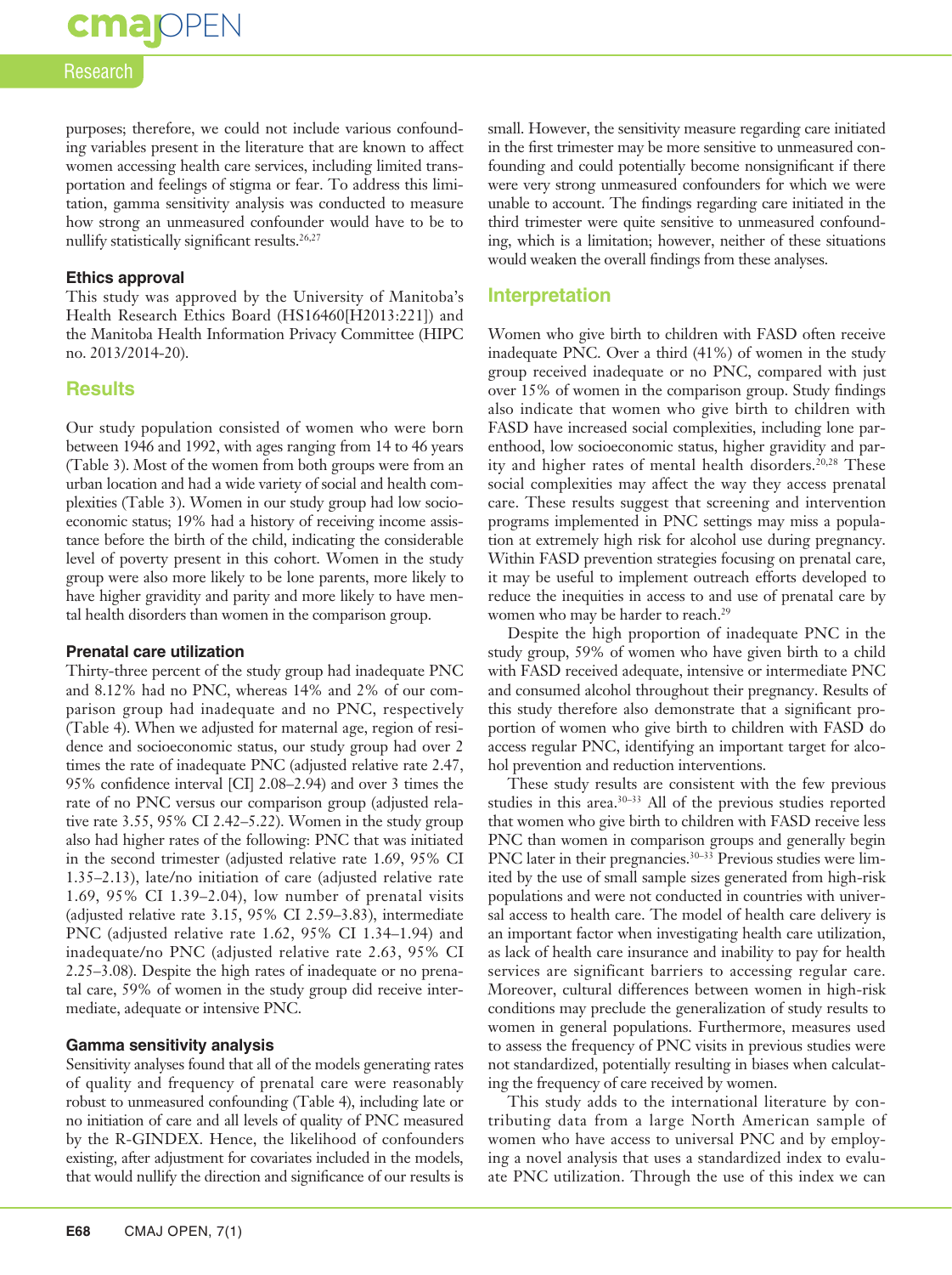purposes; therefore, we could not include various confounding variables present in the literature that are known to affect women accessing health care services, including limited transportation and feelings of stigma or fear. To address this limitation, gamma sensitivity analysis was conducted to measure how strong an unmeasured confounder would have to be to nullify statistically significant results.[26,27]

### Ethics approval

This study was approved by the University of Manitoba's Health Research Ethics Board (HS16460[H2013:221]) and the Manitoba Health Information Privacy Committee (HIPC no. 2013/2014-20).

## Results

Our study population consisted of women who were born between 1946 and 1992, with ages ranging from 14 to 46 years (Table 3). Most of the women from both groups were from an urban location and had a wide variety of social and health complexities (Table 3). Women in our study group had low socioeconomic status; 19% had a history of receiving income assistance before the birth of the child, indicating the considerable level of poverty present in this cohort. Women in the study group were also more likely to be lone parents, more likely to have higher gravidity and parity and more likely to have mental health disorders than women in the comparison group.

### Prenatal care utilization

Thirty-three percent of the study group had inadequate PNC and 8.12% had no PNC, whereas 14% and 2% of our comparison group had inadequate and no PNC, respectively (Table 4). When we adjusted for maternal age, region of residence and socioeconomic status, our study group had over 2 times the rate of inadequate PNC (adjusted relative rate 2.47, 95% confidence interval [CI] 2.08–2.94) and over 3 times the rate of no PNC versus our comparison group (adjusted relative rate 3.55, 95% CI 2.42–5.22). Women in the study group also had higher rates of the following: PNC that was initiated in the second trimester (adjusted relative rate 1.69, 95% CI 1.35–2.13), late/no initiation of care (adjusted relative rate 1.69, 95% CI 1.39–2.04), low number of prenatal visits (adjusted relative rate 3.15, 95% CI 2.59–3.83), intermediate PNC (adjusted relative rate 1.62, 95% CI 1.34–1.94) and inadequate/no PNC (adjusted relative rate 2.63, 95% CI 2.25–3.08). Despite the high rates of inadequate or no prenatal care, 59% of women in the study group did receive intermediate, adequate or intensive PNC.

### Gamma sensitivity analysis

Sensitivity analyses found that all of the models generating rates of quality and frequency of prenatal care were reasonably robust to unmeasured confounding (Table 4), including late or no initiation of care and all levels of quality of PNC measured by the R-GINDEX. Hence, the likelihood of confounders existing, after adjustment for covariates included in the models, that would nullify the direction and significance of our results is small. However, the sensitivity measure regarding care initiated in the first trimester may be more sensitive to unmeasured confounding and could potentially become nonsignificant if there were very strong unmeasured confounders for which we were unable to account. The findings regarding care initiated in the third trimester were quite sensitive to unmeasured confounding, which is a limitation; however, neither of these situations would weaken the overall findings from these analyses.

## Interpretation

Women who give birth to children with FASD often receive inadequate PNC. Over a third (41%) of women in the study group received inadequate or no PNC, compared with just over 15% of women in the comparison group. Study findings also indicate that women who give birth to children with FASD have increased social complexities, including lone parenthood, low socioeconomic status, higher gravidity and parity and higher rates of mental health disorders.[20,28] These social complexities may affect the way they access prenatal care. These results suggest that screening and intervention programs implemented in PNC settings may miss a population at extremely high risk for alcohol use during pregnancy. Within FASD prevention strategies focusing on prenatal care, it may be useful to implement outreach efforts developed to reduce the inequities in access to and use of prenatal care by women who may be harder to reach.[29]

Despite the high proportion of inadequate PNC in the study group, 59% of women who have given birth to a child with FASD received adequate, intensive or intermediate PNC and consumed alcohol throughout their pregnancy. Results of this study therefore also demonstrate that a significant proportion of women who give birth to children with FASD do access regular PNC, identifying an important target for alcohol prevention and reduction interventions.

These study results are consistent with the few previous studies in this area.[30–33] All of the previous studies reported that women who give birth to children with FASD receive less PNC than women in comparison groups and generally begin PNC later in their pregnancies.[30–33] Previous studies were limited by the use of small sample sizes generated from high-risk populations and were not conducted in countries with universal access to health care. The model of health care delivery is an important factor when investigating health care utilization, as lack of health care insurance and inability to pay for health services are significant barriers to accessing regular care. Moreover, cultural differences between women in high-risk conditions may preclude the generalization of study results to women in general populations. Furthermore, measures used to assess the frequency of PNC visits in previous studies were not standardized, potentially resulting in biases when calculating the frequency of care received by women.

This study adds to the international literature by contributing data from a large North American sample of women who have access to universal PNC and by employing a novel analysis that uses a standardized index to evaluate PNC utilization. Through the use of this index we can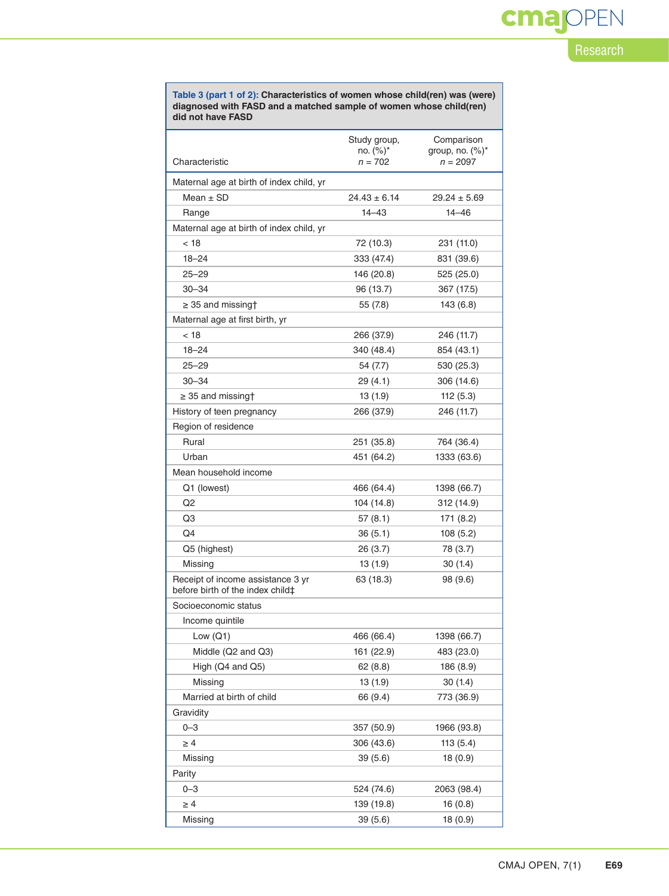**Table 3 (part 1 of 2): Characteristics of women whose child(ren) was (were) diagnosed with FASD and a matched sample of women whose child(ren) did not have FASD**

| Characteristic | Study group, no. (%)* *n* = 702 | Comparison group, no. (%)* *n* = 2097 |
|---|---|---|
| Maternal age at birth of index child, yr | | |
| Mean ± SD | 24.43 ± 6.14 | 29.24 ± 5.69 |
| Range | 14–43 | 14–46 |
| Maternal age at birth of index child, yr | | |
| < 18 | 72 (10.3) | 231 (11.0) |
| 18–24 | 333 (47.4) | 831 (39.6) |
| 25–29 | 146 (20.8) | 525 (25.0) |
| 30–34 | 96 (13.7) | 367 (17.5) |
| ≥ 35 and missing† | 55 (7.8) | 143 (6.8) |
| Maternal age at first birth, yr | | |
| < 18 | 266 (37.9) | 246 (11.7) |
| 18–24 | 340 (48.4) | 854 (43.1) |
| 25–29 | 54 (7.7) | 530 (25.3) |
| 30–34 | 29 (4.1) | 306 (14.6) |
| ≥ 35 and missing† | 13 (1.9) | 112 (5.3) |
| History of teen pregnancy | 266 (37.9) | 246 (11.7) |
| Region of residence | | |
| Rural | 251 (35.8) | 764 (36.4) |
| Urban | 451 (64.2) | 1333 (63.6) |
| Mean household income | | |
| Q1 (lowest) | 466 (64.4) | 1398 (66.7) |
| Q2 | 104 (14.8) | 312 (14.9) |
| Q3 | 57 (8.1) | 171 (8.2) |
| Q4 | 36 (5.1) | 108 (5.2) |
| Q5 (highest) | 26 (3.7) | 78 (3.7) |
| Missing | 13 (1.9) | 30 (1.4) |
| Receipt of income assistance 3 yr before birth of the index child‡ | 63 (18.3) | 98 (9.6) |
| Socioeconomic status | | |
| Income quintile | | |
| Low (Q1) | 466 (66.4) | 1398 (66.7) |
| Middle (Q2 and Q3) | 161 (22.9) | 483 (23.0) |
| High (Q4 and Q5) | 62 (8.8) | 186 (8.9) |
| Missing | 13 (1.9) | 30 (1.4) |
| Married at birth of child | 66 (9.4) | 773 (36.9) |
| Gravidity | | |
| 0–3 | 357 (50.9) | 1966 (93.8) |
| ≥ 4 | 306 (43.6) | 113 (5.4) |
| Missing | 39 (5.6) | 18 (0.9) |
| Parity | | |
| 0–3 | 524 (74.6) | 2063 (98.4) |
| ≥ 4 | 139 (19.8) | 16 (0.8) |
| Missing | 39 (5.6) | 18 (0.9) |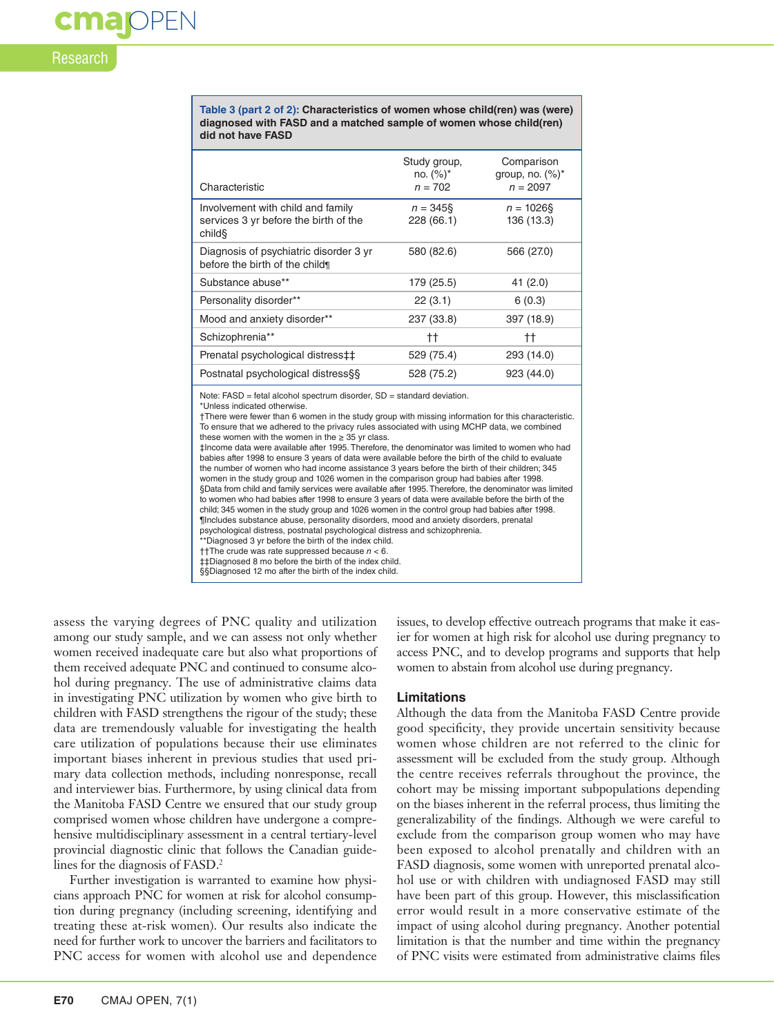**Table 3 (part 2 of 2): Characteristics of women whose child(ren) was (were) diagnosed with FASD and a matched sample of women whose child(ren) did not have FASD**

| Characteristic | Study group, no. (%)* n = 702 | Comparison group, no. (%)* n = 2097 |
|---|---|---|
| Involvement with child and family services 3 yr before the birth of the child§ | n = 345§ 228 (66.1) | n = 1026§ 136 (13.3) |
| Diagnosis of psychiatric disorder 3 yr before the birth of the child¶ | 580 (82.6) | 566 (27.0) |
| Substance abuse** | 179 (25.5) | 41 (2.0) |
| Personality disorder** | 22 (3.1) | 6 (0.3) |
| Mood and anxiety disorder** | 237 (33.8) | 397 (18.9) |
| Schizophrenia** | †† | †† |
| Prenatal psychological distress‡‡ | 529 (75.4) | 293 (14.0) |
| Postnatal psychological distress§§ | 528 (75.2) | 923 (44.0) |

Note: FASD = fetal alcohol spectrum disorder, SD = standard deviation.
*Unless indicated otherwise.
†There were fewer than 6 women in the study group with missing information for this characteristic. To ensure that we adhered to the privacy rules associated with using MCHP data, we combined these women with the women in the ≥ 35 yr class.
‡Income data were available after 1995. Therefore, the denominator was limited to women who had babies after 1998 to ensure 3 years of data were available before the birth of the child to evaluate the number of women who had income assistance 3 years before the birth of their children; 345 women in the study group and 1026 women in the comparison group had babies after 1998.
§Data from child and family services were available after 1995. Therefore, the denominator was limited to women who had babies after 1998 to ensure 3 years of data were available before the birth of the child; 345 women in the study group and 1026 women in the control group had babies after 1998.
¶Includes substance abuse, personality disorders, mood and anxiety disorders, prenatal psychological distress, postnatal psychological distress and schizophrenia.
**Diagnosed 3 yr before the birth of the index child.
††The crude was rate suppressed because n < 6.
‡‡Diagnosed 8 mo before the birth of the index child.
§§Diagnosed 12 mo after the birth of the index child.

assess the varying degrees of PNC quality and utilization among our study sample, and we can assess not only whether women received inadequate care but also what proportions of them received adequate PNC and continued to consume alcohol during pregnancy. The use of administrative claims data in investigating PNC utilization by women who give birth to children with FASD strengthens the rigour of the study; these data are tremendously valuable for investigating the health care utilization of populations because their use eliminates important biases inherent in previous studies that used primary data collection methods, including nonresponse, recall and interviewer bias. Furthermore, by using clinical data from the Manitoba FASD Centre we ensured that our study group comprised women whose children have undergone a comprehensive multidisciplinary assessment in a central tertiary-level provincial diagnostic clinic that follows the Canadian guidelines for the diagnosis of FASD.[2]

Further investigation is warranted to examine how physicians approach PNC for women at risk for alcohol consumption during pregnancy (including screening, identifying and treating these at-risk women). Our results also indicate the need for further work to uncover the barriers and facilitators to PNC access for women with alcohol use and dependence issues, to develop effective outreach programs that make it easier for women at high risk for alcohol use during pregnancy to access PNC, and to develop programs and supports that help women to abstain from alcohol use during pregnancy.

### Limitations

Although the data from the Manitoba FASD Centre provide good specificity, they provide uncertain sensitivity because women whose children are not referred to the clinic for assessment will be excluded from the study group. Although the centre receives referrals throughout the province, the cohort may be missing important subpopulations depending on the biases inherent in the referral process, thus limiting the generalizability of the findings. Although we were careful to exclude from the comparison group women who may have been exposed to alcohol prenatally and children with an FASD diagnosis, some women with unreported prenatal alcohol use or with children with undiagnosed FASD may still have been part of this group. However, this misclassification error would result in a more conservative estimate of the impact of using alcohol during pregnancy. Another potential limitation is that the number and time within the pregnancy of PNC visits were estimated from administrative claims files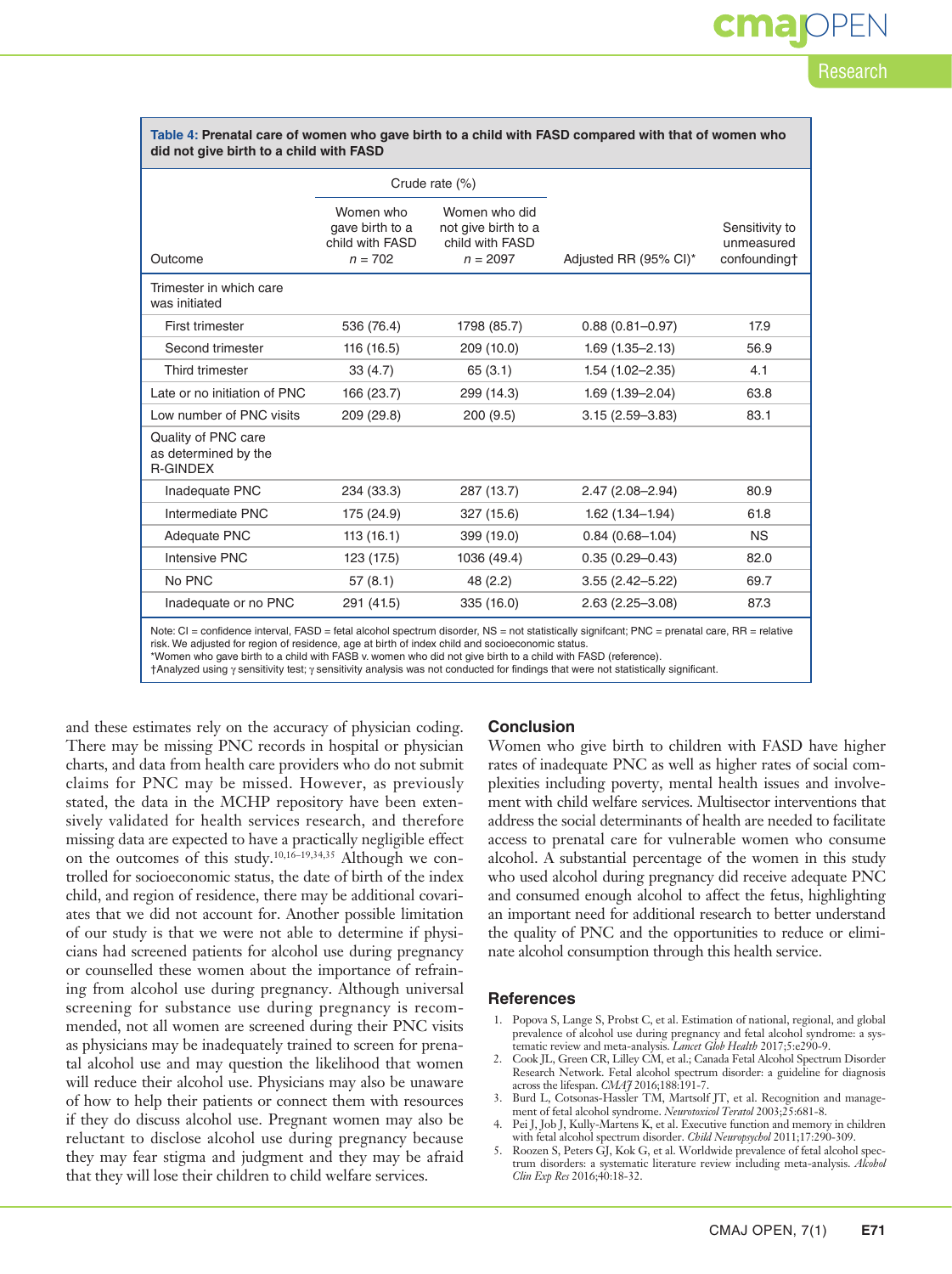**Table 4: Prenatal care of women who gave birth to a child with FASD compared with that of women who did not give birth to a child with FASD**

| Outcome | Crude rate (%) | | Adjusted RR (95% CI)* | Sensitivity to unmeasured confounding† |
|---|---|---|---|---|
| | Women who gave birth to a child with FASD *n* = 702 | Women who did not give birth to a child with FASD *n* = 2097 | | |
| Trimester in which care was initiated | | | | |
| First trimester | 536 (76.4) | 1798 (85.7) | 0.88 (0.81–0.97) | 17.9 |
| Second trimester | 116 (16.5) | 209 (10.0) | 1.69 (1.35–2.13) | 56.9 |
| Third trimester | 33 (4.7) | 65 (3.1) | 1.54 (1.02–2.35) | 4.1 |
| Late or no initiation of PNC | 166 (23.7) | 299 (14.3) | 1.69 (1.39–2.04) | 63.8 |
| Low number of PNC visits | 209 (29.8) | 200 (9.5) | 3.15 (2.59–3.83) | 83.1 |
| Quality of PNC care as determined by the R-GINDEX | | | | |
| Inadequate PNC | 234 (33.3) | 287 (13.7) | 2.47 (2.08–2.94) | 80.9 |
| Intermediate PNC | 175 (24.9) | 327 (15.6) | 1.62 (1.34–1.94) | 61.8 |
| Adequate PNC | 113 (16.1) | 399 (19.0) | 0.84 (0.68–1.04) | NS |
| Intensive PNC | 123 (17.5) | 1036 (49.4) | 0.35 (0.29–0.43) | 82.0 |
| No PNC | 57 (8.1) | 48 (2.2) | 3.55 (2.42–5.22) | 69.7 |
| Inadequate or no PNC | 291 (41.5) | 335 (16.0) | 2.63 (2.25–3.08) | 87.3 |

Note: CI = confidence interval, FASD = fetal alcohol spectrum disorder, NS = not statistically significant; PNC = prenatal care, RR = relative risk. We adjusted for region of residence, age at birth of index child and socioeconomic status.
*Women who gave birth to a child with FASB v. women who did not give birth to a child with FASD (reference).
†Analyzed using γ sensitivity test; γ sensitivity analysis was not conducted for findings that were not statistically significant.

and these estimates rely on the accuracy of physician coding. There may be missing PNC records in hospital or physician charts, and data from health care providers who do not submit claims for PNC may be missed. However, as previously stated, the data in the MCHP repository have been extensively validated for health services research, and therefore missing data are expected to have a practically negligible effect on the outcomes of this study.[10,16–19,34,35] Although we controlled for socioeconomic status, the date of birth of the index child, and region of residence, there may be additional covariates that we did not account for. Another possible limitation of our study is that we were not able to determine if physicians had screened patients for alcohol use during pregnancy or counselled these women about the importance of refraining from alcohol use during pregnancy. Although universal screening for substance use during pregnancy is recommended, not all women are screened during their PNC visits as physicians may be inadequately trained to screen for prenatal alcohol use and may question the likelihood that women will reduce their alcohol use. Physicians may also be unaware of how to help their patients or connect them with resources if they do discuss alcohol use. Pregnant women may also be reluctant to disclose alcohol use during pregnancy because they may fear stigma and judgment and they may be afraid that they will lose their children to child welfare services.

## Conclusion

Women who give birth to children with FASD have higher rates of inadequate PNC as well as higher rates of social complexities including poverty, mental health issues and involvement with child welfare services. Multisector interventions that address the social determinants of health are needed to facilitate access to prenatal care for vulnerable women who consume alcohol. A substantial percentage of the women in this study who used alcohol during pregnancy did receive adequate PNC and consumed enough alcohol to affect the fetus, highlighting an important need for additional research to better understand the quality of PNC and the opportunities to reduce or eliminate alcohol consumption through this health service.

## References

1. Popova S, Lange S, Probst C, et al. Estimation of national, regional, and global prevalence of alcohol use during pregnancy and fetal alcohol syndrome: a systematic review and meta-analysis. *Lancet Glob Health* 2017;5:e290-9.
2. Cook JL, Green CR, Lilley CM, et al.; Canada Fetal Alcohol Spectrum Disorder Research Network. Fetal alcohol spectrum disorder: a guideline for diagnosis across the lifespan. *CMAJ* 2016;188:191-7.
3. Burd L, Cotsonas-Hassler TM, Martsolf JT, et al. Recognition and management of fetal alcohol syndrome. *Neurotoxicol Teratol* 2003;25:681-8.
4. Pei J, Job J, Kully-Martens K, et al. Executive function and memory in children with fetal alcohol spectrum disorder. *Child Neuropsychol* 2011;17:290-309.
5. Roozen S, Peters GJ, Kok G, et al. Worldwide prevalence of fetal alcohol spectrum disorders: a systematic literature review including meta-analysis. *Alcohol Clin Exp Res* 2016;40:18-32.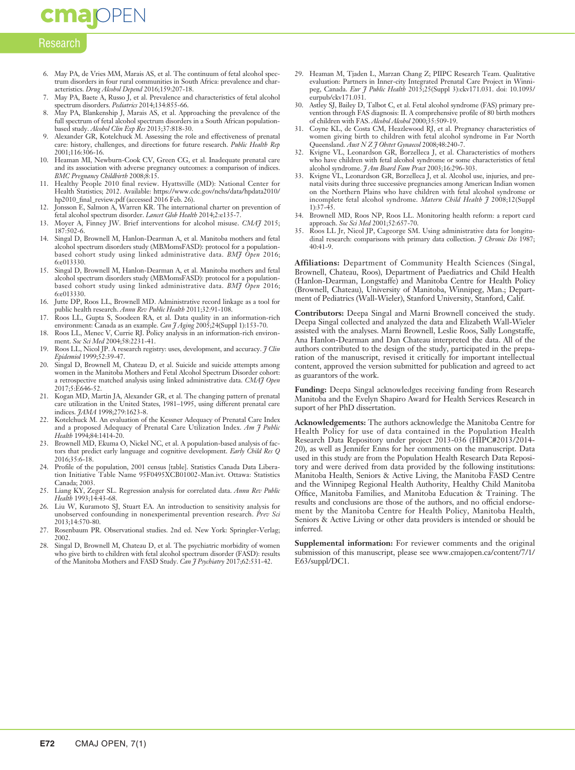6. May PA, de Vries MM, Marais AS, et al. The continuum of fetal alcohol spectrum disorders in four rural communities in South Africa: prevalence and characteristics. *Drug Alcohol Depend* 2016;159:207-18.
7. May PA, Baete A, Russo J, et al. Prevalence and characteristics of fetal alcohol spectrum disorders. *Pediatrics* 2014;134:855-66.
8. May PA, Blankenship J, Marais AS, et al. Approaching the prevalence of the full spectrum of fetal alcohol spectrum disorders in a South African population-based study. *Alcohol Clin Exp Res* 2013;37:818-30.
9. Alexander GR, Kotelchuck M. Assessing the role and effectiveness of prenatal care: history, challenges, and directions for future research. *Public Health Rep* 2001;116:306-16.
10. Heaman MI, Newburn-Cook CV, Green CG, et al. Inadequate prenatal care and its association with adverse pregnancy outcomes: a comparison of indices. *BMC Pregnancy Childbirth* 2008;8:15.
11. Healthy People 2010 final review. Hyattsville (MD): National Center for Health Statistics; 2012. Available: https://www.cdc.gov/nchs/data/hpdata2010/hp2010_final_review.pdf (accessed 2016 Feb. 26).
12. Jonsson E, Salmon A, Warren KR. The international charter on prevention of fetal alcohol spectrum disorder. *Lancet Glob Health* 2014;2:e135-7.
13. Moyer A, Finney JW. Brief interventions for alcohol misuse. *CMAJ* 2015; 187:502-6.
14. Singal D, Brownell M, Hanlon-Dearman A, et al. Manitoba mothers and fetal alcohol spectrum disorders study (MBMomsFASD): protocol for a population-based cohort study using linked administrative data. *BMJ Open* 2016; 6:e013330.
15. Singal D, Brownell M, Hanlon-Dearman A, et al. Manitoba mothers and fetal alcohol spectrum disorders study (MBMomsFASD): protocol for a population-based cohort study using linked administrative data. *BMJ Open* 2016; 6:e013330.
16. Jutte DP, Roos LL, Brownell MD. Administrative record linkage as a tool for public health research. *Annu Rev Public Health* 2011;32:91-108.
17. Roos LL, Gupta S, Soodeen RA, et al. Data quality in an information-rich environment: Canada as an example. *Can J Aging* 2005;24(Suppl 1):153-70.
18. Roos LL, Menec V, Currie RJ. Policy analysis in an information-rich environment. *Soc Sci Med* 2004;58:2231-41.
19. Roos LL, Nicol JP. A research registry: uses, development, and accuracy. *J Clin Epidemiol* 1999;52:39-47.
20. Singal D, Brownell M, Chateau D, et al. Suicide and suicide attempts among women in the Manitoba Mothers and Fetal Alcohol Spectrum Disorder cohort: a retrospective matched analysis using linked administrative data. *CMAJ Open* 2017;5:E646-52.
21. Kogan MD, Martin JA, Alexander GR, et al. The changing pattern of prenatal care utilization in the United States, 1981–1995, using different prenatal care indices. *JAMA* 1998;279:1623-8.
22. Kotelchuck M. An evaluation of the Kessner Adequacy of Prenatal Care Index and a proposed Adequacy of Prenatal Care Utilization Index. *Am J Public Health* 1994;84:1414-20.
23. Brownell MD, Ekuma O, Nickel NC, et al. A population-based analysis of factors that predict early language and cognitive development. *Early Child Res Q* 2016;35:6-18.
24. Profile of the population, 2001 census [table]. Statistics Canada Data Liberation Initiative Table Name 95F0495XCB01002-Man.ivt. Ottawa: Statistics Canada; 2003.
25. Liang KY, Zeger SL. Regression analysis for correlated data. *Annu Rev Public Health* 1993;14:43-68.
26. Liu W, Kuramoto SJ, Stuart EA. An introduction to sensitivity analysis for unobserved confounding in nonexperimental prevention research. *Prev Sci* 2013;14:570-80.
27. Rosenbaum PR. Observational studies. 2nd ed. New York: Springler-Verlag; 2002.
28. Singal D, Brownell M, Chateau D, et al. The psychiatric morbidity of women who give birth to children with fetal alcohol spectrum disorder (FASD): results of the Manitoba Mothers and FASD Study. *Can J Psychiatry* 2017;62:531-42.
29. Heaman M, Tjaden L, Marzan Chang Z; PIIPC Research Team. Qualitative evaluation: Partners in Inner-city Integrated Prenatal Care Project in Winnipeg, Canada. *Eur J Public Health* 2015;25(Suppl 3):ckv171.031. doi: 10.1093/eurpub/ckv171.031.
30. Astley SJ, Bailey D, Talbot C, et al. Fetal alcohol syndrome (FAS) primary prevention through FAS diagnosis: II. A comprehensive profile of 80 birth mothers of children with FAS. *Alcohol Alcohol* 2000;35:509-19.
31. Coyne KL, de Costa CM, Heazlewood RJ, et al. Pregnancy characteristics of women giving birth to children with fetal alcohol syndrome in Far North Queensland. *Aust N Z J Obstet Gynaecol* 2008;48:240-7.
32. Kvigne VL, Leonardson GR, Borzelleca J, et al. Characteristics of mothers who have children with fetal alcohol syndrome or some characteristics of fetal alcohol syndrome. *J Am Board Fam Pract* 2003;16:296-303.
33. Kvigne VL, Leonardson GR, Borzelleca J, et al. Alcohol use, injuries, and prenatal visits during three successive pregnancies among American Indian women on the Northern Plains who have children with fetal alcohol syndrome or incomplete fetal alcohol syndrome. *Matern Child Health J* 2008;12(Suppl 1):37-45.
34. Brownell MD, Roos NP, Roos LL. Monitoring health reform: a report card approach. *Soc Sci Med* 2001;52:657-70.
35. Roos LL Jr, Nicol JP, Cageorge SM. Using administrative data for longitudinal research: comparisons with primary data collection. *J Chronic Dis* 1987; 40:41-9.

**Affiliations:** Department of Community Health Sciences (Singal, Brownell, Chateau, Roos), Department of Paediatrics and Child Health (Hanlon-Dearman, Longstaffe) and Manitoba Centre for Health Policy (Brownell, Chateau), University of Manitoba, Winnipeg, Man.; Department of Pediatrics (Wall-Wieler), Stanford University, Stanford, Calif.

**Contributors:** Deepa Singal and Marni Brownell conceived the study. Deepa Singal collected and analyzed the data and Elizabeth Wall-Wieler assisted with the analyses. Marni Brownell, Leslie Roos, Sally Longstaffe, Ana Hanlon-Dearman and Dan Chateau interpreted the data. All of the authors contributed to the design of the study, participated in the preparation of the manuscript, revised it critically for important intellectual content, approved the version submitted for publication and agreed to act as guarantors of the work.

**Funding:** Deepa Singal acknowledges receiving funding from Research Manitoba and the Evelyn Shapiro Award for Health Services Research in suport of her PhD dissertation.

**Acknowledgements:** The authors acknowledge the Manitoba Centre for Health Policy for use of data contained in the Population Health Research Data Repository under project 2013-036 (HIPC#2013/2014-20), as well as Jennifer Enns for her comments on the manuscript. Data used in this study are from the Population Health Research Data Repository and were derived from data provided by the following institutions: Manitoba Health, Seniors & Active Living, the Manitoba FASD Centre and the Winnipeg Regional Health Authority, Healthy Child Manitoba Office, Manitoba Families, and Manitoba Education & Training. The results and conclusions are those of the authors, and no official endorsement by the Manitoba Centre for Health Policy, Manitoba Health, Seniors & Active Living or other data providers is intended or should be inferred.

**Supplemental information:** For reviewer comments and the original submission of this manuscript, please see www.cmajopen.ca/content/7/1/E63/suppl/DC1.